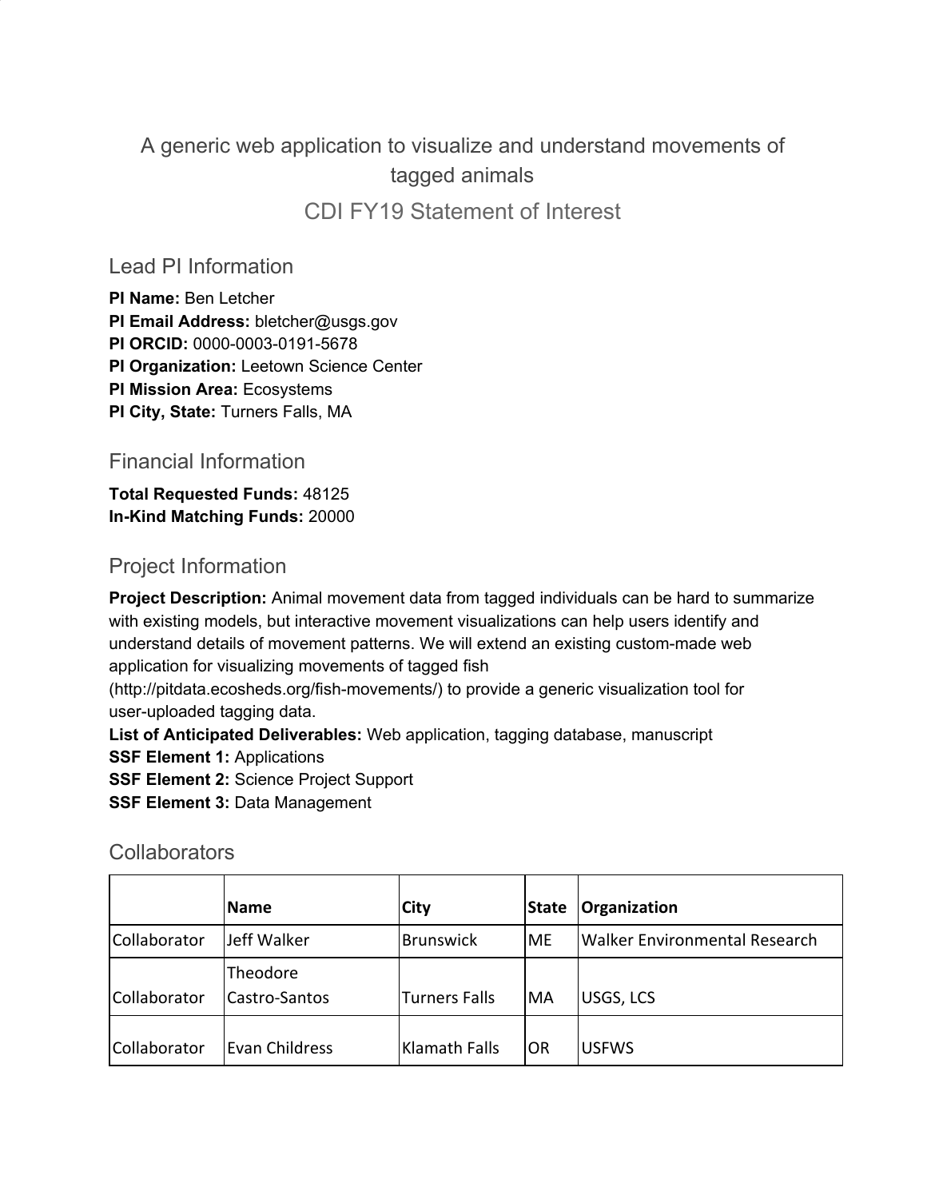# A generic web application to visualize and understand movements of tagged animals

## CDI FY19 Statement of Interest

### Lead PI Information

**PI Name:** Ben Letcher
**PI Email Address:** bletcher@usgs.gov
**PI ORCID:** 0000-0003-0191-5678
**PI Organization:** Leetown Science Center
**PI Mission Area:** Ecosystems
**PI City, State:** Turners Falls, MA

### Financial Information

**Total Requested Funds:** 48125
**In-Kind Matching Funds:** 20000

### Project Information

**Project Description:** Animal movement data from tagged individuals can be hard to summarize with existing models, but interactive movement visualizations can help users identify and understand details of movement patterns. We will extend an existing custom-made web application for visualizing movements of tagged fish (http://pitdata.ecosheds.org/fish-movements/) to provide a generic visualization tool for user-uploaded tagging data.
**List of Anticipated Deliverables:** Web application, tagging database, manuscript
**SSF Element 1:** Applications
**SSF Element 2:** Science Project Support
**SSF Element 3:** Data Management

### Collaborators

| | Name | City | State | Organization |
|---|---|---|---|---|
| Collaborator | Jeff Walker | Brunswick | ME | Walker Environmental Research |
| Collaborator | Theodore Castro-Santos | Turners Falls | MA | USGS, LCS |
| Collaborator | Evan Childress | Klamath Falls | OR | USFWS |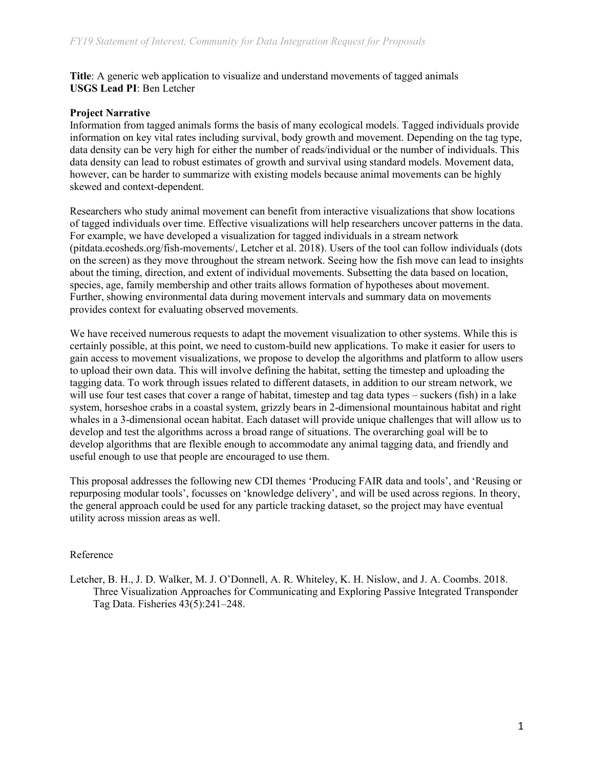**Title**: A generic web application to visualize and understand movements of tagged animals
**USGS Lead PI**: Ben Letcher

**Project Narrative**

Information from tagged animals forms the basis of many ecological models. Tagged individuals provide information on key vital rates including survival, body growth and movement. Depending on the tag type, data density can be very high for either the number of reads/individual or the number of individuals. This data density can lead to robust estimates of growth and survival using standard models. Movement data, however, can be harder to summarize with existing models because animal movements can be highly skewed and context-dependent.

Researchers who study animal movement can benefit from interactive visualizations that show locations of tagged individuals over time. Effective visualizations will help researchers uncover patterns in the data. For example, we have developed a visualization for tagged individuals in a stream network (pitdata.ecosheds.org/fish-movements/, Letcher et al. 2018). Users of the tool can follow individuals (dots on the screen) as they move throughout the stream network. Seeing how the fish move can lead to insights about the timing, direction, and extent of individual movements. Subsetting the data based on location, species, age, family membership and other traits allows formation of hypotheses about movement. Further, showing environmental data during movement intervals and summary data on movements provides context for evaluating observed movements.

We have received numerous requests to adapt the movement visualization to other systems. While this is certainly possible, at this point, we need to custom-build new applications. To make it easier for users to gain access to movement visualizations, we propose to develop the algorithms and platform to allow users to upload their own data. This will involve defining the habitat, setting the timestep and uploading the tagging data. To work through issues related to different datasets, in addition to our stream network, we will use four test cases that cover a range of habitat, timestep and tag data types – suckers (fish) in a lake system, horseshoe crabs in a coastal system, grizzly bears in 2-dimensional mountainous habitat and right whales in a 3-dimensional ocean habitat. Each dataset will provide unique challenges that will allow us to develop and test the algorithms across a broad range of situations. The overarching goal will be to develop algorithms that are flexible enough to accommodate any animal tagging data, and friendly and useful enough to use that people are encouraged to use them.

This proposal addresses the following new CDI themes 'Producing FAIR data and tools', and 'Reusing or repurposing modular tools', focusses on 'knowledge delivery', and will be used across regions. In theory, the general approach could be used for any particle tracking dataset, so the project may have eventual utility across mission areas as well.

Reference

Letcher, B. H., J. D. Walker, M. J. O'Donnell, A. R. Whiteley, K. H. Nislow, and J. A. Coombs. 2018. Three Visualization Approaches for Communicating and Exploring Passive Integrated Transponder Tag Data. Fisheries 43(5):241–248.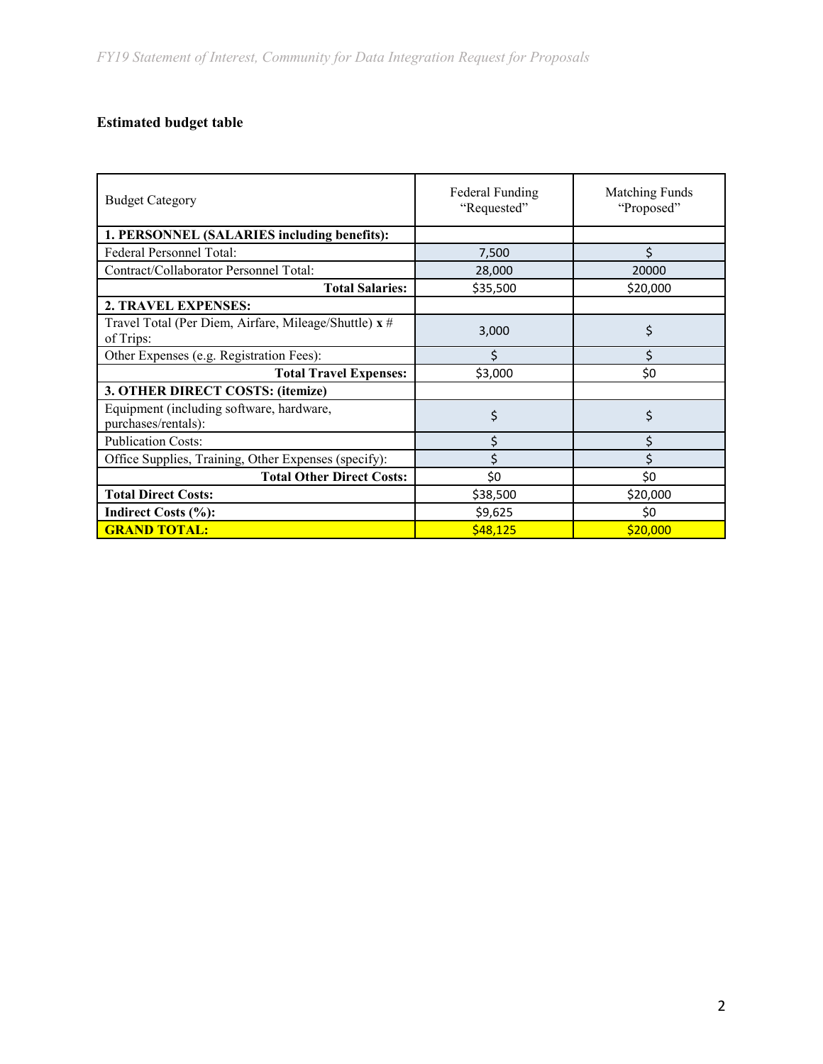**Estimated budget table**

| Budget Category | Federal Funding "Requested" | Matching Funds "Proposed" |
|---|---|---|
| **1. PERSONNEL (SALARIES including benefits):** | | |
| Federal Personnel Total: | 7,500 | $ |
| Contract/Collaborator Personnel Total: | 28,000 | 20000 |
| **Total Salaries:** | $35,500 | $20,000 |
| **2. TRAVEL EXPENSES:** | | |
| Travel Total (Per Diem, Airfare, Mileage/Shuttle) **x** # of Trips: | 3,000 | $ |
| Other Expenses (e.g. Registration Fees): | $ | $ |
| **Total Travel Expenses:** | $3,000 | $0 |
| **3. OTHER DIRECT COSTS: (itemize)** | | |
| Equipment (including software, hardware, purchases/rentals): | $ | $ |
| Publication Costs: | $ | $ |
| Office Supplies, Training, Other Expenses (specify): | $ | $ |
| **Total Other Direct Costs:** | $0 | $0 |
| **Total Direct Costs:** | $38,500 | $20,000 |
| **Indirect Costs (%):** | $9,625 | $0 |
| **GRAND TOTAL:** | $48,125 | $20,000 |